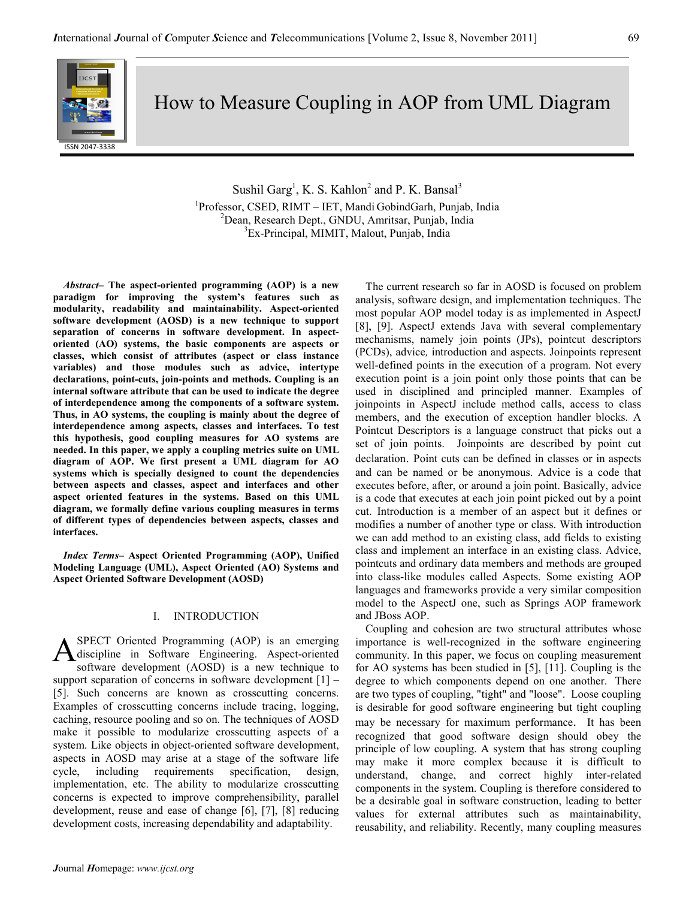# How to Measure Coupling in AOP from UML Diagram

Sushil Garg[1], K. S. Kahlon[2] and P. K. Bansal[3]

[1]Professor, CSED, RIMT – IET, Mandi GobindGarh, Punjab, India
[2]Dean, Research Dept., GNDU, Amritsar, Punjab, India
[3]Ex-Principal, MIMIT, Malout, Punjab, India

***Abstract*– The aspect-oriented programming (AOP) is a new paradigm for improving the system's features such as modularity, readability and maintainability. Aspect-oriented software development (AOSD) is a new technique to support separation of concerns in software development. In aspect-oriented (AO) systems, the basic components are aspects or classes, which consist of attributes (aspect or class instance variables) and those modules such as advice, intertype declarations, point-cuts, join-points and methods. Coupling is an internal software attribute that can be used to indicate the degree of interdependence among the components of a software system. Thus, in AO systems, the coupling is mainly about the degree of interdependence among aspects, classes and interfaces. To test this hypothesis, good coupling measures for AO systems are needed. In this paper, we apply a coupling metrics suite on UML diagram of AOP. We first present a UML diagram for AO systems which is specially designed to count the dependencies between aspects and classes, aspect and interfaces and other aspect oriented features in the systems. Based on this UML diagram, we formally define various coupling measures in terms of different types of dependencies between aspects, classes and interfaces.**

***Index Terms*– Aspect Oriented Programming (AOP), Unified Modeling Language (UML), Aspect Oriented (AO) Systems and Aspect Oriented Software Development (AOSD)**

## I. INTRODUCTION

ASPECT Oriented Programming (AOP) is an emerging discipline in Software Engineering. Aspect-oriented software development (AOSD) is a new technique to support separation of concerns in software development [1] – [5]. Such crosscutting concerns are known as crosscutting concerns. Examples of crosscutting concerns include tracing, logging, caching, resource pooling and so on. The techniques of AOSD make it possible to modularize crosscutting aspects of a system. Like objects in object-oriented software development, aspects in AOSD may arise at a stage of the software life cycle, including requirements specification, design, implementation, etc. The ability to modularize crosscutting concerns is expected to improve comprehensibility, parallel development, reuse and ease of change [6], [7], [8] reducing development costs, increasing dependability and adaptability.

The current research so far in AOSD is focused on problem analysis, software design, and implementation techniques. The most popular AOP model today is as implemented in AspectJ [8], [9]. AspectJ extends Java with several complementary mechanisms, namely join points (JPs), pointcut descriptors (PCDs), advice, introduction and aspects. Joinpoints represent well-defined points in the execution of a program. Not every execution point is a join point only those points that can be used in disciplined and principled manner. Examples of joinpoints in AspectJ include method calls, access to class members, and the execution of exception handler blocks. A Pointcut Descriptors is a language construct that picks out a set of join points. Joinpoints are described by point cut declaration. Point cuts can be defined in classes or in aspects and can be named or be anonymous. Advice is a code that executes before, after, or around a join point. Basically, advice is a code that executes at each join point picked out by a point cut. Introduction is a member of an aspect but it defines or modifies a number of another type or class. With introduction we can add method to an existing class, add fields to existing class and implement an interface in an existing class. Advice, pointcuts and ordinary data members and methods are grouped into class-like modules called Aspects. Some existing AOP languages and frameworks provide a very similar composition model to the AspectJ one, such as Springs AOP framework and JBoss AOP.

Coupling and cohesion are two structural attributes whose importance is well-recognized in the software engineering community. In this paper, we focus on coupling measurement for AO systems has been studied in [5], [11]. Coupling is the degree to which components depend on one another. There are two types of coupling, "tight" and "loose". Loose coupling is desirable for good software engineering but tight coupling may be necessary for maximum performance. It has been recognized that good software design should obey the principle of low coupling. A system that has strong coupling may make it more complex because it is difficult to understand, change, and correct highly inter-related components in the system. Coupling is therefore considered to be a desirable goal in software construction, leading to better values for external attributes such as maintainability, reusability, and reliability. Recently, many coupling measures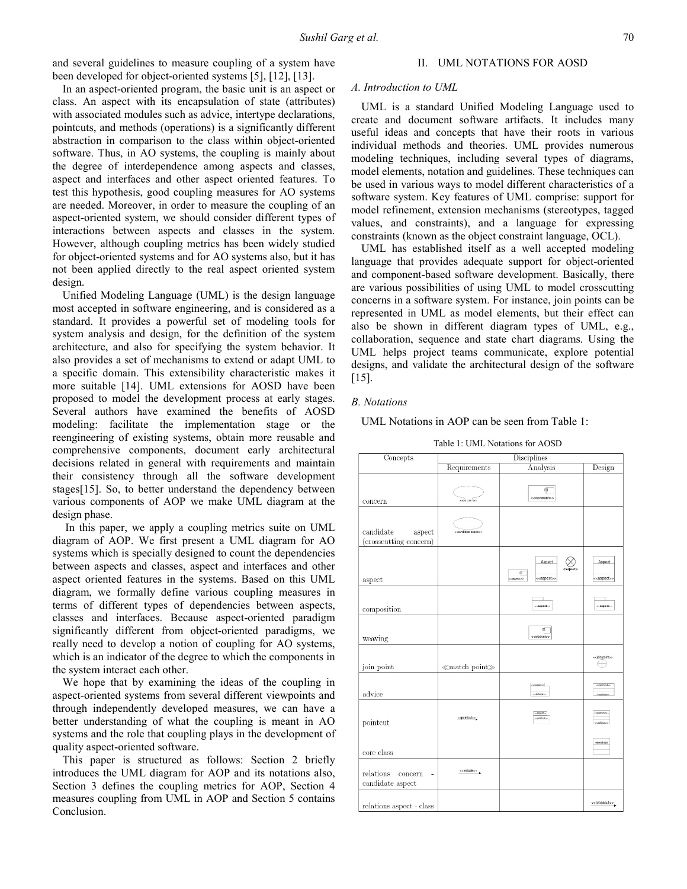and several guidelines to measure coupling of a system have been developed for object-oriented systems [5], [12], [13].

In an aspect-oriented program, the basic unit is an aspect or class. An aspect with its encapsulation of state (attributes) with associated modules such as advice, intertype declarations, pointcuts, and methods (operations) is a significantly different abstraction in comparison to the class within object-oriented software. Thus, in AO systems, the coupling is mainly about the degree of interdependence among aspects and classes, aspect and interfaces and other aspect oriented features. To test this hypothesis, good coupling measures for AO systems are needed. Moreover, in order to measure the coupling of an aspect-oriented system, we should consider different types of interactions between aspects and classes in the system. However, although coupling metrics has been widely studied for object-oriented systems and for AO systems also, but it has not been applied directly to the real aspect oriented system design.

Unified Modeling Language (UML) is the design language most accepted in software engineering, and is considered as a standard. It provides a powerful set of modeling tools for system analysis and design, for the definition of the system architecture, and also for specifying the system behavior. It also provides a set of mechanisms to extend or adapt UML to a specific domain. This extensibility characteristic makes it more suitable [14]. UML extensions for AOSD have been proposed to model the development process at early stages. Several authors have examined the benefits of AOSD modeling: facilitate the implementation stage or the reengineering of existing systems, obtain more reusable and comprehensive components, document early architectural decisions related in general with requirements and maintain their consistency through all the software development stages[15]. So, to better understand the dependency between various components of AOP we make UML diagram at the design phase.

In this paper, we apply a coupling metrics suite on UML diagram of AOP. We first present a UML diagram for AO systems which is specially designed to count the dependencies between aspects and classes, aspect and interfaces and other aspect oriented features in the systems. Based on this UML diagram, we formally define various coupling measures in terms of different types of dependencies between aspects, classes and interfaces. Because aspect-oriented paradigm significantly different from object-oriented paradigms, we really need to develop a notion of coupling for AO systems, which is an indicator of the degree to which the components in the system interact each other.

We hope that by examining the ideas of the coupling in aspect-oriented systems from several different viewpoints and through independently developed measures, we can have a better understanding of what the coupling is meant in AO systems and the role that coupling plays in the development of quality aspect-oriented software.

This paper is structured as follows: Section 2 briefly introduces the UML diagram for AOP and its notations also, Section 3 defines the coupling metrics for AOP, Section 4 measures coupling from UML in AOP and Section 5 contains Conclusion.

## II. UML NOTATIONS FOR AOSD

### *A. Introduction to UML*

UML is a standard Unified Modeling Language used to create and document software artifacts. It includes many useful ideas and concepts that have their roots in various individual methods and theories. UML provides numerous modeling techniques, including several types of diagrams, model elements, notation and guidelines. These techniques can be used in various ways to model different characteristics of a software system. Key features of UML comprise: support for model refinement, extension mechanisms (stereotypes, tagged values, and constraints), and a language for expressing constraints (known as the object constraint language, OCL).

UML has established itself as a well accepted modeling language that provides adequate support for object-oriented and component-based software development. Basically, there are various possibilities of using UML to model crosscutting concerns in a software system. For instance, join points can be represented in UML as model elements, but their effect can also be shown in different diagram types of UML, e.g., collaboration, sequence and state chart diagrams. Using the UML helps project teams communicate, explore potential designs, and validate the architectural design of the software [15].

### *B. Notations*

UML Notations in AOP can be seen from Table 1:

Table 1: UML Notations for AOSD

| Concepts | Disciplines | | |
|---|---|---|---|
| | Requirements | Analysis | Design |
| concern | <<concern>> | <<concern>> | |
| candidate aspect (crosscutting concern) | <<candidate aspect>> | | |
| aspect | | <<aspect>> Aspect <<aspect>> <<aspect>> | Aspect <<aspect>> |
| composition | | <<aspect>> | <<aspect>> |
| weaving | | <<weave>> | |
| join point | ≪match point≫ | | <<join point>> |
| advice | | <<aspect>> <<advice>> | <<pointcut>> <<advice>> |
| pointcut | <<pointcut>> | <<aspect>> <<pointcut>> | <<pointcut>> <<advice>> |
| core class | | | core class |
| relations concern - candidate aspect | <<include>> | | |
| relations aspect - class | | | <<crosscut>> |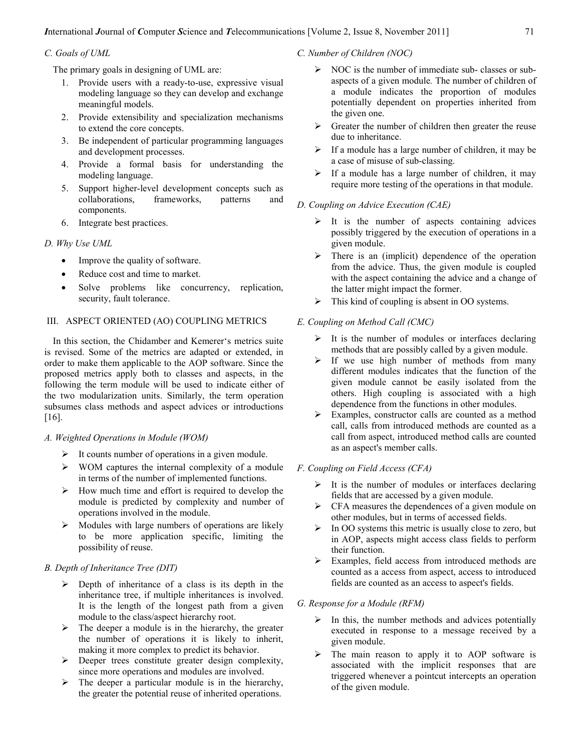### C. Goals of UML

The primary goals in designing of UML are:

1. Provide users with a ready-to-use, expressive visual modeling language so they can develop and exchange meaningful models.
2. Provide extensibility and specialization mechanisms to extend the core concepts.
3. Be independent of particular programming languages and development processes.
4. Provide a formal basis for understanding the modeling language.
5. Support higher-level development concepts such as collaborations, frameworks, patterns and components.
6. Integrate best practices.

### D. Why Use UML

- Improve the quality of software.
- Reduce cost and time to market.
- Solve problems like concurrency, replication, security, fault tolerance.

## III. ASPECT ORIENTED (AO) COUPLING METRICS

In this section, the Chidamber and Kemerer's metrics suite is revised. Some of the metrics are adapted or extended, in order to make them applicable to the AOP software. Since the proposed metrics apply both to classes and aspects, in the following the term module will be used to indicate either of the two modularization units. Similarly, the term operation subsumes class methods and aspect advices or introductions [16].

### A. Weighted Operations in Module (WOM)

- It counts number of operations in a given module.
- WOM captures the internal complexity of a module in terms of the number of implemented functions.
- How much time and effort is required to develop the module is predicted by complexity and number of operations involved in the module.
- Modules with large numbers of operations are likely to be more application specific, limiting the possibility of reuse.

### B. Depth of Inheritance Tree (DIT)

- Depth of inheritance of a class is its depth in the inheritance tree, if multiple inheritances is involved. It is the length of the longest path from a given module to the class/aspect hierarchy root.
- The deeper a module is in the hierarchy, the greater the number of operations it is likely to inherit, making it more complex to predict its behavior.
- Deeper trees constitute greater design complexity, since more operations and modules are involved.
- The deeper a particular module is in the hierarchy, the greater the potential reuse of inherited operations.

### C. Number of Children (NOC)

- NOC is the number of immediate sub- classes or sub-aspects of a given module. The number of children of a module indicates the proportion of modules potentially dependent on properties inherited from the given one.
- Greater the number of children then greater the reuse due to inheritance.
- If a module has a large number of children, it may be a case of misuse of sub-classing.
- If a module has a large number of children, it may require more testing of the operations in that module.

### D. Coupling on Advice Execution (CAE)

- It is the number of aspects containing advices possibly triggered by the execution of operations in a given module.
- There is an (implicit) dependence of the operation from the advice. Thus, the given module is coupled with the aspect containing the advice and a change of the latter might impact the former.
- This kind of coupling is absent in OO systems.

### E. Coupling on Method Call (CMC)

- It is the number of modules or interfaces declaring methods that are possibly called by a given module.
- If we use high number of methods from many different modules indicates that the function of the given module cannot be easily isolated from the others. High coupling is associated with a high dependence from the functions in other modules.
- Examples, constructor calls are counted as a method call, calls from introduced methods are counted as a call from aspect, introduced method calls are counted as an aspect's member calls.

### F. Coupling on Field Access (CFA)

- It is the number of modules or interfaces declaring fields that are accessed by a given module.
- CFA measures the dependences of a given module on other modules, but in terms of accessed fields.
- In OO systems this metric is usually close to zero, but in AOP, aspects might access class fields to perform their function.
- Examples, field access from introduced methods are counted as a access from aspect, access to introduced fields are counted as an access to aspect's fields.

### G. Response for a Module (RFM)

- In this, the number methods and advices potentially executed in response to a message received by a given module.
- The main reason to apply it to AOP software is associated with the implicit responses that are triggered whenever a pointcut intercepts an operation of the given module.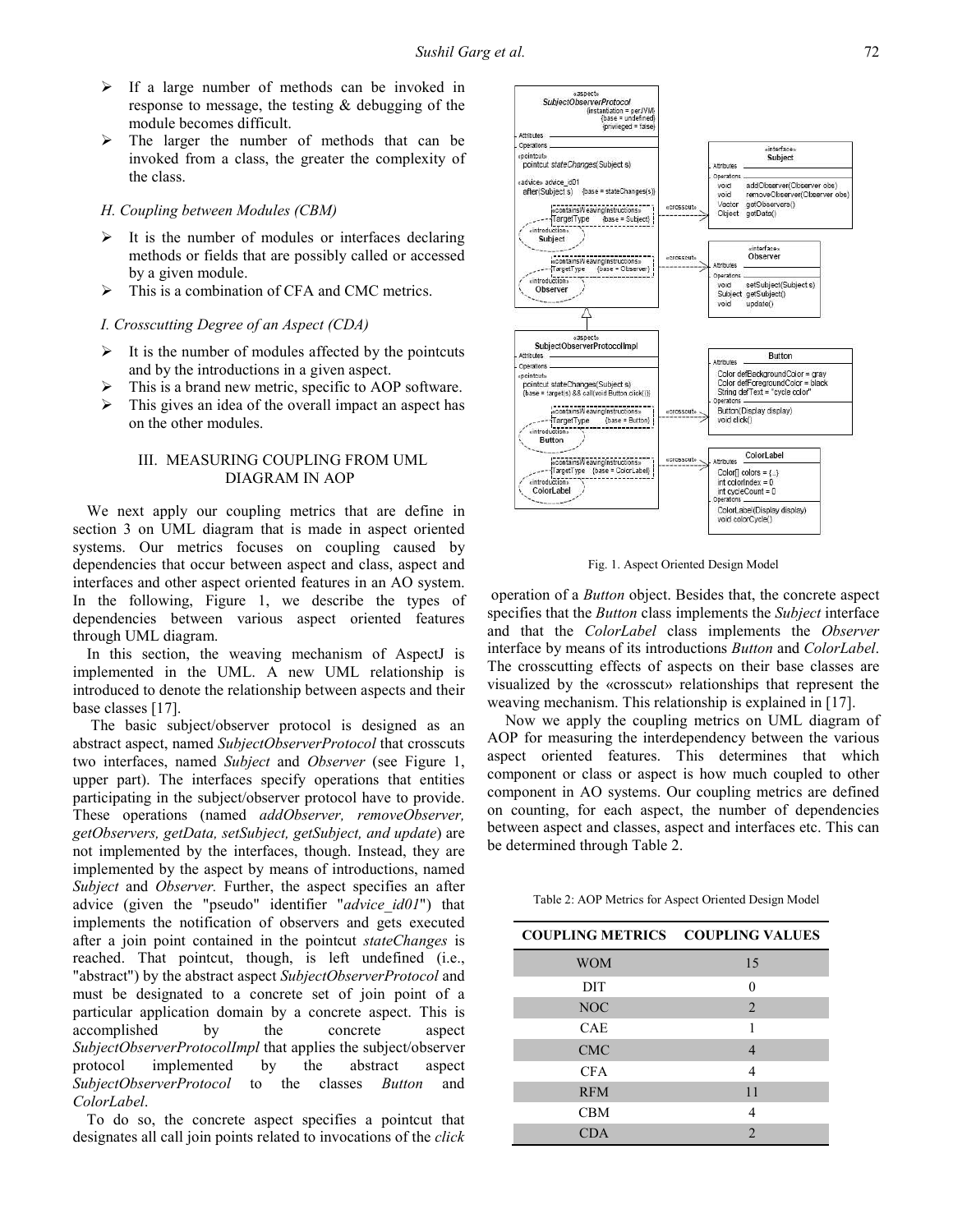- ➢ If a large number of methods can be invoked in response to message, the testing & debugging of the module becomes difficult.
- ➢ The larger the number of methods that can be invoked from a class, the greater the complexity of the class.

*H. Coupling between Modules (CBM)*

- ➢ It is the number of modules or interfaces declaring methods or fields that are possibly called or accessed by a given module.
- ➢ This is a combination of CFA and CMC metrics.

*I. Crosscutting Degree of an Aspect (CDA)*

- ➢ It is the number of modules affected by the pointcuts and by the introductions in a given aspect.
- ➢ This is a brand new metric, specific to AOP software.
- ➢ This gives an idea of the overall impact an aspect has on the other modules.

## III. MEASURING COUPLING FROM UML DIAGRAM IN AOP

We next apply our coupling metrics that are define in section 3 on UML diagram that is made in aspect oriented systems. Our metrics focuses on coupling caused by dependencies that occur between aspect and class, aspect and interfaces and other aspect oriented features in an AO system. In the following, Figure 1, we describe the types of dependencies between various aspect oriented features through UML diagram.

In this section, the weaving mechanism of AspectJ is implemented in the UML. A new UML relationship is introduced to denote the relationship between aspects and their base classes [17].

The basic subject/observer protocol is designed as an abstract aspect, named *SubjectObserverProtocol* that crosscuts two interfaces, named *Subject* and *Observer* (see Figure 1, upper part). The interfaces specify operations that entities participating in the subject/observer protocol have to provide. These operations (named *addObserver, removeObserver, getObservers, getData, setSubject, getSubject, and update*) are not implemented by the interfaces, though. Instead, they are implemented by the aspect by means of introductions, named *Subject* and *Observer.* Further, the aspect specifies an after advice (given the "pseudo" identifier "*advice_id01*") that implements the notification of observers and gets executed after a join point contained in the pointcut *stateChanges* is reached. That pointcut, though, is left undefined (i.e., "abstract") by the abstract aspect *SubjectObserverProtocol* and must be designated to a concrete set of join point of a particular application domain by a concrete aspect. This is accomplished by the concrete aspect *SubjectObserverProtocolImpl* that applies the subject/observer protocol implemented by the abstract aspect *SubjectObserverProtocol* to the classes *Button* and *ColorLabel*.

To do so, the concrete aspect specifies a pointcut that designates all call join points related to invocations of the *click* operation of a *Button* object. Besides that, the concrete aspect specifies that the *Button* class implements the *Subject* interface and that the *ColorLabel* class implements the *Observer* interface by means of its introductions *Button* and *ColorLabel*. The crosscutting effects of aspects on their base classes are visualized by the «crosscut» relationships that represent the weaving mechanism. This relationship is explained in [17].

Fig. 1. Aspect Oriented Design Model

Now we apply the coupling metrics on UML diagram of AOP for measuring the interdependency between the various aspect oriented features. This determines that which component or class or aspect is how much coupled to other component in AO systems. Our coupling metrics are defined on counting, for each aspect, the number of dependencies between aspect and classes, aspect and interfaces etc. This can be determined through Table 2.

Table 2: AOP Metrics for Aspect Oriented Design Model

| COUPLING METRICS | COUPLING VALUES |
|---|---|
| WOM | 15 |
| DIT | 0 |
| NOC | 2 |
| CAE | 1 |
| CMC | 4 |
| CFA | 4 |
| RFM | 11 |
| CBM | 4 |
| CDA | 2 |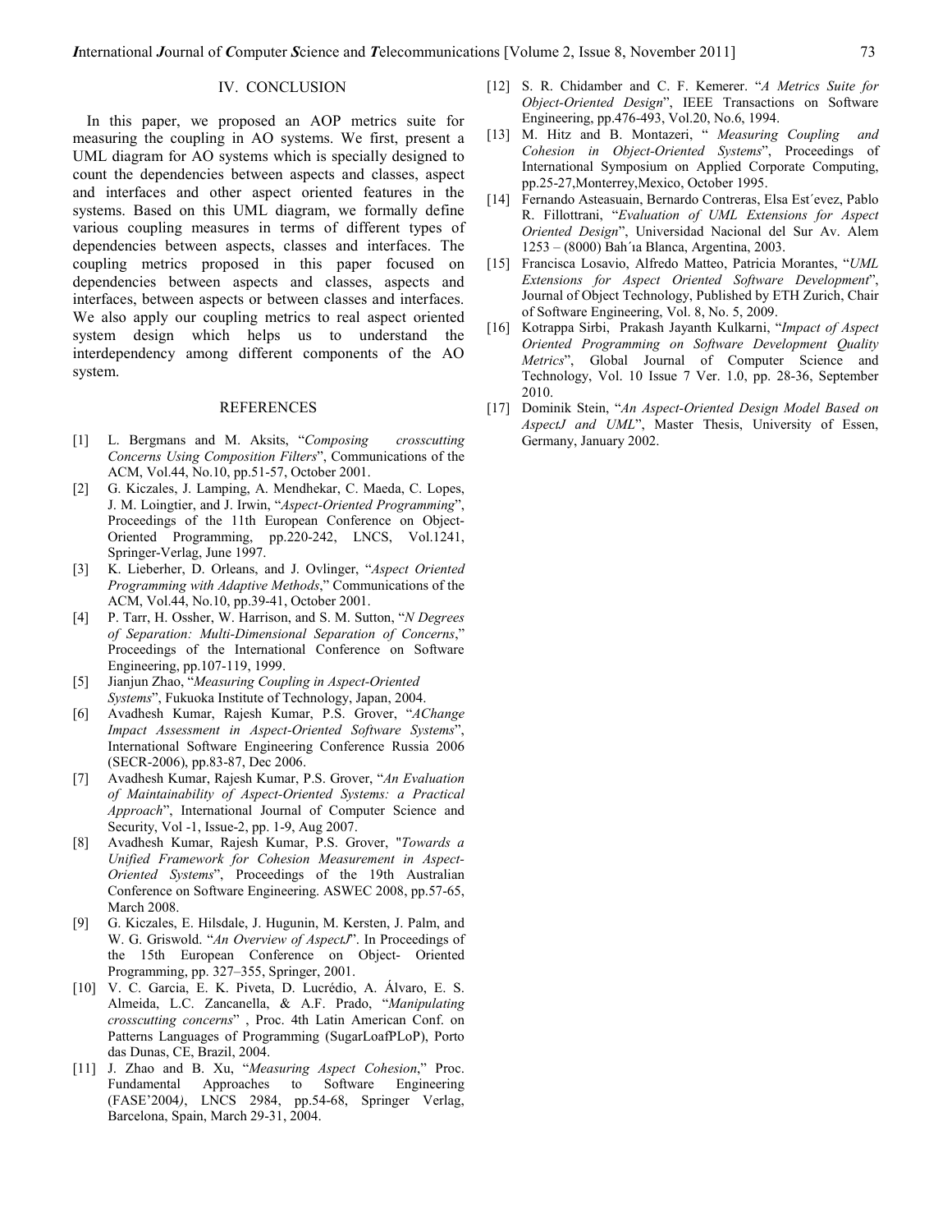## IV. CONCLUSION

In this paper, we proposed an AOP metrics suite for measuring the coupling in AO systems. We first, present a UML diagram for AO systems which is specially designed to count the dependencies between aspects and classes, aspect and interfaces and other aspect oriented features in the systems. Based on this UML diagram, we formally define various coupling measures in terms of different types of dependencies between aspects, classes and interfaces. The coupling metrics proposed in this paper focused on dependencies between aspects and classes, aspects and interfaces, between aspects or between classes and interfaces. We also apply our coupling metrics to real aspect oriented system design which helps us to understand the interdependency among different components of the AO system.

## REFERENCES

[1] L. Bergmans and M. Aksits, "*Composing crosscutting Concerns Using Composition Filters*", Communications of the ACM, Vol.44, No.10, pp.51-57, October 2001.

[2] G. Kiczales, J. Lamping, A. Mendhekar, C. Maeda, C. Lopes, J. M. Loingtier, and J. Irwin, "*Aspect-Oriented Programming*", Proceedings of the 11th European Conference on Object-Oriented Programming, pp.220-242, LNCS, Vol.1241, Springer-Verlag, June 1997.

[3] K. Lieberher, D. Orleans, and J. Ovlinger, "*Aspect Oriented Programming with Adaptive Methods*," Communications of the ACM, Vol.44, No.10, pp.39-41, October 2001.

[4] P. Tarr, H. Ossher, W. Harrison, and S. M. Sutton, "*N Degrees of Separation: Multi-Dimensional Separation of Concerns*," Proceedings of the International Conference on Software Engineering, pp.107-119, 1999.

[5] Jianjun Zhao, "*Measuring Coupling in Aspect-Oriented Systems*", Fukuoka Institute of Technology, Japan, 2004.

[6] Avadhesh Kumar, Rajesh Kumar, P.S. Grover, "*AChange Impact Assessment in Aspect-Oriented Software Systems*", International Software Engineering Conference Russia 2006 (SECR-2006), pp.83-87, Dec 2006.

[7] Avadhesh Kumar, Rajesh Kumar, P.S. Grover, "*An Evaluation of Maintainability of Aspect-Oriented Systems: a Practical Approach*", International Journal of Computer Science and Security, Vol -1, Issue-2, pp. 1-9, Aug 2007.

[8] Avadhesh Kumar, Rajesh Kumar, P.S. Grover, "*Towards a Unified Framework for Cohesion Measurement in Aspect-Oriented Systems*", Proceedings of the 19th Australian Conference on Software Engineering. ASWEC 2008, pp.57-65, March 2008.

[9] G. Kiczales, E. Hilsdale, J. Hugunin, M. Kersten, J. Palm, and W. G. Griswold. "*An Overview of AspectJ*". In Proceedings of the 15th European Conference on Object- Oriented Programming, pp. 327–355, Springer, 2001.

[10] V. C. Garcia, E. K. Piveta, D. Lucrédio, A. Álvaro, E. S. Almeida, L.C. Zancanella, & A.F. Prado, "*Manipulating crosscutting concerns*" , Proc. 4th Latin American Conf. on Patterns Languages of Programming (SugarLoafPLoP), Porto das Dunas, CE, Brazil, 2004.

[11] J. Zhao and B. Xu, "*Measuring Aspect Cohesion*," Proc. Fundamental Approaches to Software Engineering (FASE'2004), LNCS 2984, pp.54-68, Springer Verlag, Barcelona, Spain, March 29-31, 2004.

[12] S. R. Chidamber and C. F. Kemerer. "*A Metrics Suite for Object-Oriented Design*", IEEE Transactions on Software Engineering, pp.476-493, Vol.20, No.6, 1994.

[13] M. Hitz and B. Montazeri, " *Measuring Coupling and Cohesion in Object-Oriented Systems*", Proceedings of International Symposium on Applied Corporate Computing, pp.25-27,Monterrey,Mexico, October 1995.

[14] Fernando Asteasuain, Bernardo Contreras, Elsa Est´evez, Pablo R. Fillottrani, "*Evaluation of UML Extensions for Aspect Oriented Design*", Universidad Nacional del Sur Av. Alem 1253 – (8000) Bah´ıa Blanca, Argentina, 2003.

[15] Francisca Losavio, Alfredo Matteo, Patricia Morantes, "*UML Extensions for Aspect Oriented Software Development*", Journal of Object Technology, Published by ETH Zurich, Chair of Software Engineering, Vol. 8, No. 5, 2009.

[16] Kotrappa Sirbi, Prakash Jayanth Kulkarni, "*Impact of Aspect Oriented Programming on Software Development Quality Metrics*", Global Journal of Computer Science and Technology, Vol. 10 Issue 7 Ver. 1.0, pp. 28-36, September 2010.

[17] Dominik Stein, "*An Aspect-Oriented Design Model Based on AspectJ and UML*", Master Thesis, University of Essen, Germany, January 2002.